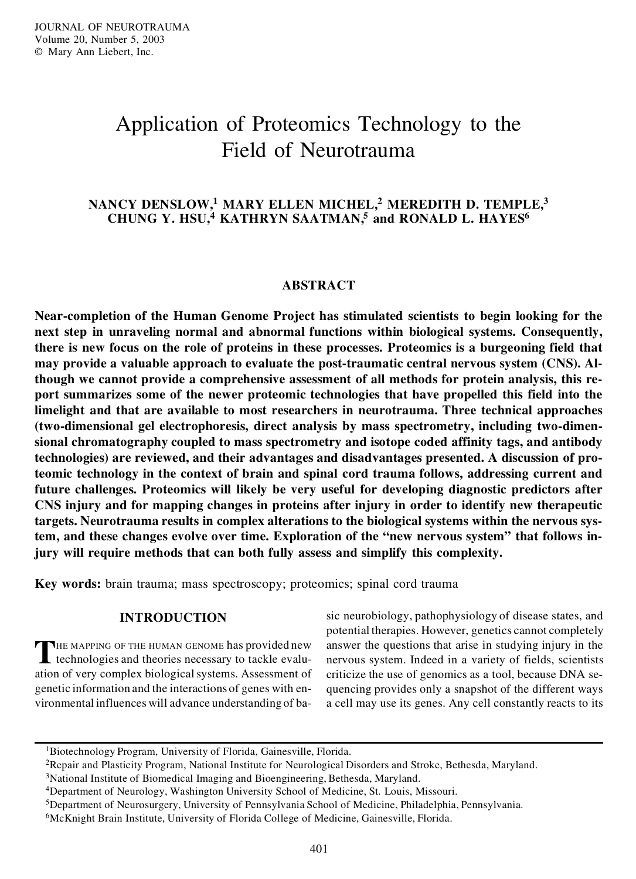# Application of Proteomics Technology to the Field of Neurotrauma

**NANCY DENSLOW,[1] MARY ELLEN MICHEL,[2] MEREDITH D. TEMPLE,[3] CHUNG Y. HSU,[4] KATHRYN SAATMAN,[5] and RONALD L. HAYES[6]**

## ABSTRACT

**Near-completion of the Human Genome Project has stimulated scientists to begin looking for the next step in unraveling normal and abnormal functions within biological systems. Consequently, there is new focus on the role of proteins in these processes. Proteomics is a burgeoning field that may provide a valuable approach to evaluate the post-traumatic central nervous system (CNS). Although we cannot provide a comprehensive assessment of all methods for protein analysis, this report summarizes some of the newer proteomic technologies that have propelled this field into the limelight and that are available to most researchers in neurotrauma. Three technical approaches (two-dimensional gel electrophoresis, direct analysis by mass spectrometry, including two-dimensional chromatography coupled to mass spectrometry and isotope coded affinity tags, and antibody technologies) are reviewed, and their advantages and disadvantages presented. A discussion of proteomic technology in the context of brain and spinal cord trauma follows, addressing current and future challenges. Proteomics will likely be very useful for developing diagnostic predictors after CNS injury and for mapping changes in proteins after injury in order to identify new therapeutic targets. Neurotrauma results in complex alterations to the biological systems within the nervous system, and these changes evolve over time. Exploration of the "new nervous system" that follows injury will require methods that can both fully assess and simplify this complexity.**

**Key words:** brain trauma; mass spectroscopy; proteomics; spinal cord trauma

## INTRODUCTION

THE MAPPING OF THE HUMAN GENOME has provided new technologies and theories necessary to tackle evaluation of very complex biological systems. Assessment of genetic information and the interactions of genes with environmental influences will advance understanding of basic neurobiology, pathophysiology of disease states, and potential therapies. However, genetics cannot completely answer the questions that arise in studying injury in the nervous system. Indeed in a variety of fields, scientists criticize the use of genomics as a tool, because DNA sequencing provides only a snapshot of the different ways a cell may use its genes. Any cell constantly reacts to its

---

[1]Biotechnology Program, University of Florida, Gainesville, Florida.

[2]Repair and Plasticity Program, National Institute for Neurological Disorders and Stroke, Bethesda, Maryland.

[3]National Institute of Biomedical Imaging and Bioengineering, Bethesda, Maryland.

[4]Department of Neurology, Washington University School of Medicine, St. Louis, Missouri.

[5]Department of Neurosurgery, University of Pennsylvania School of Medicine, Philadelphia, Pennsylvania.

[6]McKnight Brain Institute, University of Florida College of Medicine, Gainesville, Florida.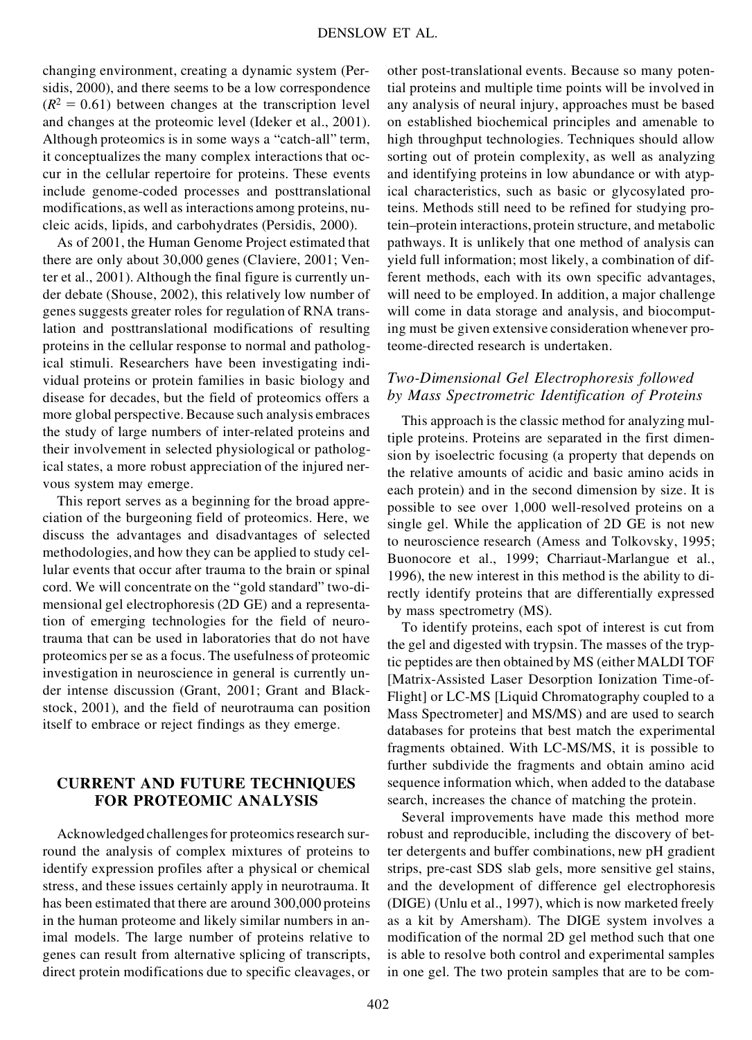changing environment, creating a dynamic system (Persidis, 2000), and there seems to be a low correspondence ($R^2 = 0.61$) between changes at the transcription level and changes at the proteomic level (Ideker et al., 2001). Although proteomics is in some ways a "catch-all" term, it conceptualizes the many complex interactions that occur in the cellular repertoire for proteins. These events include genome-coded processes and posttranslational modifications, as well as interactions among proteins, nucleic acids, lipids, and carbohydrates (Persidis, 2000).

As of 2001, the Human Genome Project estimated that there are only about 30,000 genes (Claviere, 2001; Venter et al., 2001). Although the final figure is currently under debate (Shouse, 2002), this relatively low number of genes suggests greater roles for regulation of RNA translation and posttranslational modifications of resulting proteins in the cellular response to normal and pathological stimuli. Researchers have been investigating individual proteins or protein families in basic biology and disease for decades, but the field of proteomics offers a more global perspective. Because such analysis embraces the study of large numbers of inter-related proteins and their involvement in selected physiological or pathological states, a more robust appreciation of the injured nervous system may emerge.

This report serves as a beginning for the broad appreciation of the burgeoning field of proteomics. Here, we discuss the advantages and disadvantages of selected methodologies, and how they can be applied to study cellular events that occur after trauma to the brain or spinal cord. We will concentrate on the "gold standard" two-dimensional gel electrophoresis (2D GE) and a representation of emerging technologies for the field of neurotrauma that can be used in laboratories that do not have proteomics per se as a focus. The usefulness of proteomic investigation in neuroscience in general is currently under intense discussion (Grant, 2001; Grant and Blackstock, 2001), and the field of neurotrauma can position itself to embrace or reject findings as they emerge.

## CURRENT AND FUTURE TECHNIQUES FOR PROTEOMIC ANALYSIS

Acknowledged challenges for proteomics research surround the analysis of complex mixtures of proteins to identify expression profiles after a physical or chemical stress, and these issues certainly apply in neurotrauma. It has been estimated that there are around 300,000 proteins in the human proteome and likely similar numbers in animal models. The large number of proteins relative to genes can result from alternative splicing of transcripts, direct protein modifications due to specific cleavages, or other post-translational events. Because so many potential proteins and multiple time points will be involved in any analysis of neural injury, approaches must be based on established biochemical principles and amenable to high throughput technologies. Techniques should allow sorting out of protein complexity, as well as analyzing and identifying proteins in low abundance or with atypical characteristics, such as basic or glycosylated proteins. Methods still need to be refined for studying protein–protein interactions, protein structure, and metabolic pathways. It is unlikely that one method of analysis can yield full information; most likely, a combination of different methods, each with its own specific advantages, will need to be employed. In addition, a major challenge will come in data storage and analysis, and biocomputing must be given extensive consideration whenever proteome-directed research is undertaken.

### *Two-Dimensional Gel Electrophoresis followed by Mass Spectrometric Identification of Proteins*

This approach is the classic method for analyzing multiple proteins. Proteins are separated in the first dimension by isoelectric focusing (a property that depends on the relative amounts of acidic and basic amino acids in each protein) and in the second dimension by size. It is possible to see over 1,000 well-resolved proteins on a single gel. While the application of 2D GE is not new to neuroscience research (Amess and Tolkovsky, 1995; Buonocore et al., 1999; Charriaut-Marlangue et al., 1996), the new interest in this method is the ability to directly identify proteins that are differentially expressed by mass spectrometry (MS).

To identify proteins, each spot of interest is cut from the gel and digested with trypsin. The masses of the tryptic peptides are then obtained by MS (either MALDI TOF [Matrix-Assisted Laser Desorption Ionization Time-of-Flight] or LC-MS [Liquid Chromatography coupled to a Mass Spectrometer] and MS/MS) and are used to search databases for proteins that best match the experimental fragments obtained. With LC-MS/MS, it is possible to further subdivide the fragments and obtain amino acid sequence information which, when added to the database search, increases the chance of matching the protein.

Several improvements have made this method more robust and reproducible, including the discovery of better detergents and buffer combinations, new pH gradient strips, pre-cast SDS slab gels, more sensitive gel stains, and the development of difference gel electrophoresis (DIGE) (Unlu et al., 1997), which is now marketed freely as a kit by Amersham). The DIGE system involves a modification of the normal 2D gel method such that one is able to resolve both control and experimental samples in one gel. The two protein samples that are to be com-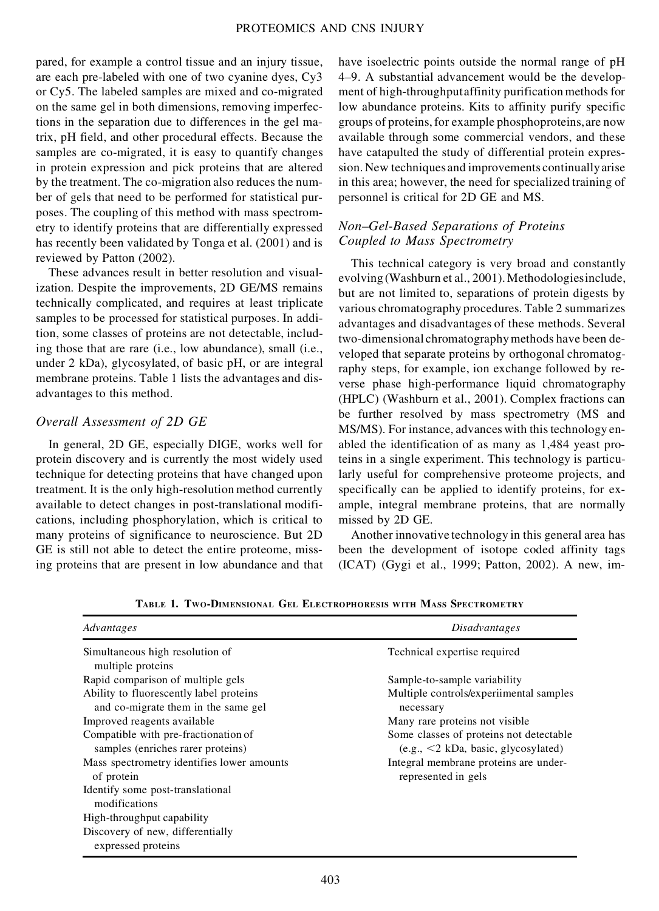pared, for example a control tissue and an injury tissue, are each pre-labeled with one of two cyanine dyes, Cy3 or Cy5. The labeled samples are mixed and co-migrated on the same gel in both dimensions, removing imperfections in the separation due to differences in the gel matrix, pH field, and other procedural effects. Because the samples are co-migrated, it is easy to quantify changes in protein expression and pick proteins that are altered by the treatment. The co-migration also reduces the number of gels that need to be performed for statistical purposes. The coupling of this method with mass spectrometry to identify proteins that are differentially expressed has recently been validated by Tonga et al. (2001) and is reviewed by Patton (2002).

These advances result in better resolution and visualization. Despite the improvements, 2D GE/MS remains technically complicated, and requires at least triplicate samples to be processed for statistical purposes. In addition, some classes of proteins are not detectable, including those that are rare (i.e., low abundance), small (i.e., under 2 kDa), glycosylated, of basic pH, or are integral membrane proteins. Table 1 lists the advantages and disadvantages to this method.

### *Overall Assessment of 2D GE*

In general, 2D GE, especially DIGE, works well for protein discovery and is currently the most widely used technique for detecting proteins that have changed upon treatment. It is the only high-resolution method currently available to detect changes in post-translational modifications, including phosphorylation, which is critical to many proteins of significance to neuroscience. But 2D GE is still not able to detect the entire proteome, missing proteins that are present in low abundance and that have isoelectric points outside the normal range of pH 4–9. A substantial advancement would be the development of high-throughput affinity purification methods for low abundance proteins. Kits to affinity purify specific groups of proteins, for example phosphoproteins, are now available through some commercial vendors, and these have catapulted the study of differential protein expression. New techniques and improvements continually arise in this area; however, the need for specialized training of personnel is critical for 2D GE and MS.

### *Non–Gel-Based Separations of Proteins Coupled to Mass Spectrometry*

This technical category is very broad and constantly evolving (Washburn et al., 2001). Methodologies include, but are not limited to, separations of protein digests by various chromatography procedures. Table 2 summarizes advantages and disadvantages of these methods. Several two-dimensional chromatography methods have been developed that separate proteins by orthogonal chromatography steps, for example, ion exchange followed by reverse phase high-performance liquid chromatography (HPLC) (Washburn et al., 2001). Complex fractions can be further resolved by mass spectrometry (MS and MS/MS). For instance, advances with this technology enabled the identification of as many as 1,484 yeast proteins in a single experiment. This technology is particularly useful for comprehensive proteome projects, and specifically can be applied to identify proteins, for example, integral membrane proteins, that are normally missed by 2D GE.

Another innovative technology in this general area has been the development of isotope coded affinity tags (ICAT) (Gygi et al., 1999; Patton, 2002). A new, im-

**TABLE 1. TWO-DIMENSIONAL GEL ELECTROPHORESIS WITH MASS SPECTROMETRY**

| *Advantages* | *Disadvantages* |
|---|---|
| Simultaneous high resolution of multiple proteins | Technical expertise required |
| Rapid comparison of multiple gels | Sample-to-sample variability |
| Ability to fluorescently label proteins and co-migrate them in the same gel | Multiple controls/experiimental samples necessary |
| Improved reagents available | Many rare proteins not visible |
| Compatible with pre-fractionation of samples (enriches rarer proteins) | Some classes of proteins not detectable (e.g., <2 kDa, basic, glycosylated) |
| Mass spectrometry identifies lower amounts of protein | Integral membrane proteins are under-represented in gels |
| Identify some post-translational modifications | |
| High-throughput capability | |
| Discovery of new, differentially expressed proteins | |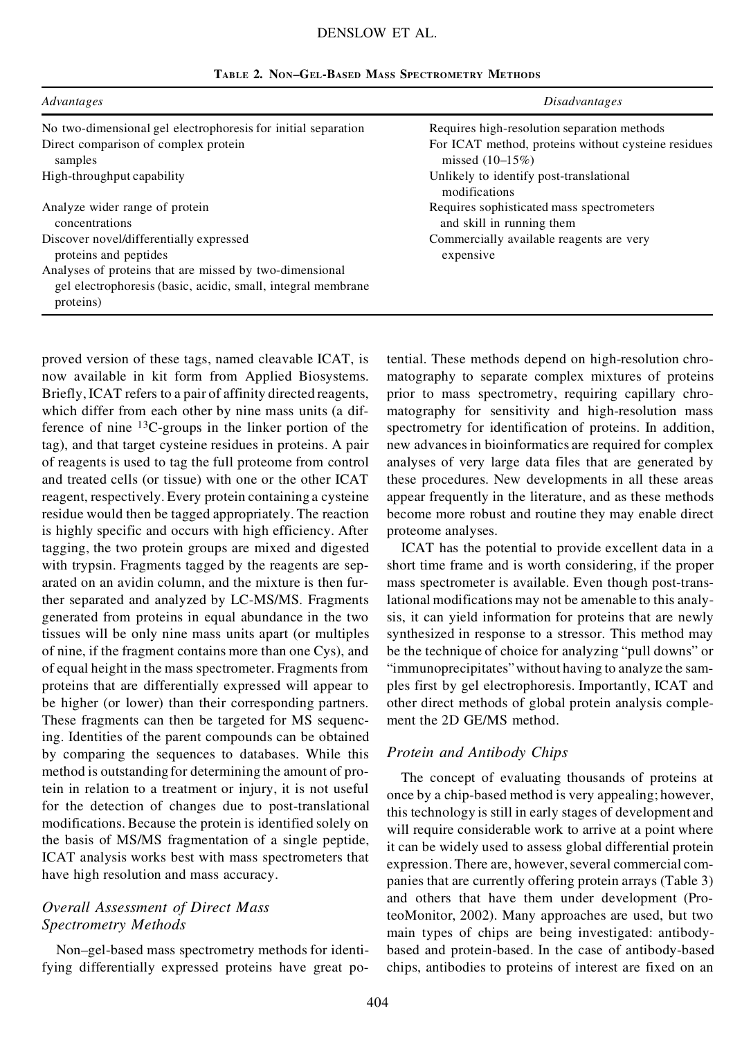**Table 2. Non–Gel-Based Mass Spectrometry Methods**

| *Advantages* | *Disadvantages* |
| --- | --- |
| No two-dimensional gel electrophoresis for initial separation | Requires high-resolution separation methods |
| Direct comparison of complex protein samples | For ICAT method, proteins without cysteine residues missed (10–15%) |
| High-throughput capability | Unlikely to identify post-translational modifications |
| Analyze wider range of protein concentrations | Requires sophisticated mass spectrometers and skill in running them |
| Discover novel/differentially expressed proteins and peptides | Commercially available reagents are very expensive |
| Analyses of proteins that are missed by two-dimensional gel electrophoresis (basic, acidic, small, integral membrane proteins) | |

proved version of these tags, named cleavable ICAT, is now available in kit form from Applied Biosystems. Briefly, ICAT refers to a pair of affinity directed reagents, which differ from each other by nine mass units (a difference of nine $^{13}$C-groups in the linker portion of the tag), and that target cysteine residues in proteins. A pair of reagents is used to tag the full proteome from control and treated cells (or tissue) with one or the other ICAT reagent, respectively. Every protein containing a cysteine residue would then be tagged appropriately. The reaction is highly specific and occurs with high efficiency. After tagging, the two protein groups are mixed and digested with trypsin. Fragments tagged by the reagents are separated on an avidin column, and the mixture is then further separated and analyzed by LC-MS/MS. Fragments generated from proteins in equal abundance in the two tissues will be only nine mass units apart (or multiples of nine, if the fragment contains more than one Cys), and of equal height in the mass spectrometer. Fragments from proteins that are differentially expressed will appear to be higher (or lower) than their corresponding partners. These fragments can then be targeted for MS sequencing. Identities of the parent compounds can be obtained by comparing the sequences to databases. While this method is outstanding for determining the amount of protein in relation to a treatment or injury, it is not useful for the detection of changes due to post-translational modifications. Because the protein is identified solely on the basis of MS/MS fragmentation of a single peptide, ICAT analysis works best with mass spectrometers that have high resolution and mass accuracy.

### *Overall Assessment of Direct Mass Spectrometry Methods*

Non–gel-based mass spectrometry methods for identifying differentially expressed proteins have great potential. These methods depend on high-resolution chromatography to separate complex mixtures of proteins prior to mass spectrometry, requiring capillary chromatography for sensitivity and high-resolution mass spectrometry for identification of proteins. In addition, new advances in bioinformatics are required for complex analyses of very large data files that are generated by these procedures. New developments in all these areas appear frequently in the literature, and as these methods become more robust and routine they may enable direct proteome analyses.

ICAT has the potential to provide excellent data in a short time frame and is worth considering, if the proper mass spectrometer is available. Even though post-translational modifications may not be amenable to this analysis, it can yield information for proteins that are newly synthesized in response to a stressor. This method may be the technique of choice for analyzing "pull downs" or "immunoprecipitates" without having to analyze the samples first by gel electrophoresis. Importantly, ICAT and other direct methods of global protein analysis complement the 2D GE/MS method.

### *Protein and Antibody Chips*

The concept of evaluating thousands of proteins at once by a chip-based method is very appealing; however, this technology is still in early stages of development and will require considerable work to arrive at a point where it can be widely used to assess global differential protein expression. There are, however, several commercial companies that are currently offering protein arrays (Table 3) and others that have them under development (ProteoMonitor, 2002). Many approaches are used, but two main types of chips are being investigated: antibody-based and protein-based. In the case of antibody-based chips, antibodies to proteins of interest are fixed on an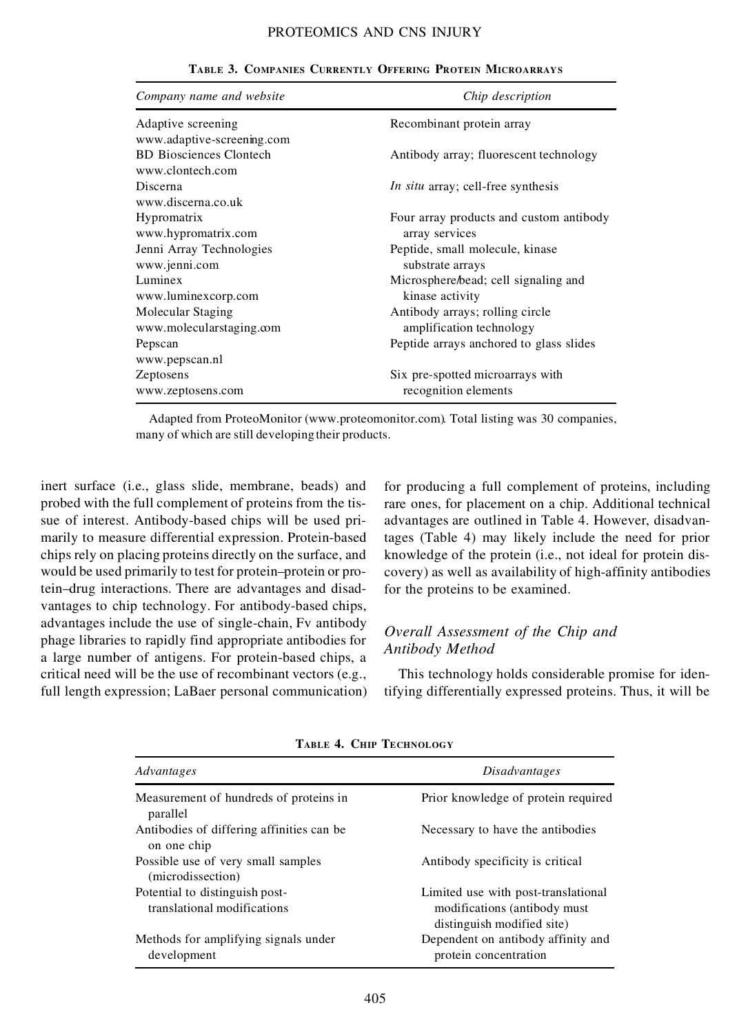**TABLE 3. COMPANIES CURRENTLY OFFERING PROTEIN MICROARRAYS**

| *Company name and website* | *Chip description* |
|---|---|
| Adaptive screening www.adaptive-screening.com | Recombinant protein array |
| BD Biosciences Clontech www.clontech.com | Antibody array; fluorescent technology |
| Discerna www.discerna.co.uk | *In situ* array; cell-free synthesis |
| Hypromatrix www.hypromatrix.com | Four array products and custom antibody array services |
| Jenni Array Technologies www.jenni.com | Peptide, small molecule, kinase substrate arrays |
| Luminex www.luminexcorp.com | Microsphere/bead; cell signaling and kinase activity |
| Molecular Staging www.molecularstaging.com | Antibody arrays; rolling circle amplification technology |
| Pepscan www.pepscan.nl | Peptide arrays anchored to glass slides |
| Zeptosens www.zeptosens.com | Six pre-spotted microarrays with recognition elements |

Adapted from ProteoMonitor (www.proteomonitor.com). Total listing was 30 companies, many of which are still developing their products.

inert surface (i.e., glass slide, membrane, beads) and probed with the full complement of proteins from the tissue of interest. Antibody-based chips will be used primarily to measure differential expression. Protein-based chips rely on placing proteins directly on the surface, and would be used primarily to test for protein–protein or protein–drug interactions. There are advantages and disadvantages to chip technology. For antibody-based chips, advantages include the use of single-chain, Fv antibody phage libraries to rapidly find appropriate antibodies for a large number of antigens. For protein-based chips, a critical need will be the use of recombinant vectors (e.g., full length expression; LaBaer personal communication) for producing a full complement of proteins, including rare ones, for placement on a chip. Additional technical advantages are outlined in Table 4. However, disadvantages (Table 4) may likely include the need for prior knowledge of the protein (i.e., not ideal for protein discovery) as well as availability of high-affinity antibodies for the proteins to be examined.

### *Overall Assessment of the Chip and Antibody Method*

This technology holds considerable promise for identifying differentially expressed proteins. Thus, it will be

**TABLE 4. CHIP TECHNOLOGY**

| *Advantages* | *Disadvantages* |
|---|---|
| Measurement of hundreds of proteins in parallel | Prior knowledge of protein required |
| Antibodies of differing affinities can be on one chip | Necessary to have the antibodies |
| Possible use of very small samples (microdissection) | Antibody specificity is critical |
| Potential to distinguish post-translational modifications | Limited use with post-translational modifications (antibody must distinguish modified site) |
| Methods for amplifying signals under development | Dependent on antibody affinity and protein concentration |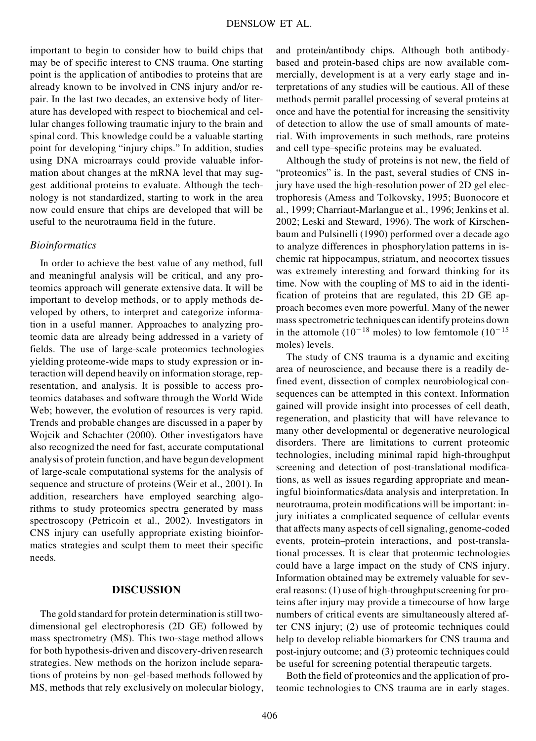important to begin to consider how to build chips that may be of specific interest to CNS trauma. One starting point is the application of antibodies to proteins that are already known to be involved in CNS injury and/or repair. In the last two decades, an extensive body of literature has developed with respect to biochemical and cellular changes following traumatic injury to the brain and spinal cord. This knowledge could be a valuable starting point for developing "injury chips." In addition, studies using DNA microarrays could provide valuable information about changes at the mRNA level that may suggest additional proteins to evaluate. Although the technology is not standardized, starting to work in the area now could ensure that chips are developed that will be useful to the neurotrauma field in the future.

### *Bioinformatics*

In order to achieve the best value of any method, full and meaningful analysis will be critical, and any proteomics approach will generate extensive data. It will be important to develop methods, or to apply methods developed by others, to interpret and categorize information in a useful manner. Approaches to analyzing proteomic data are already being addressed in a variety of fields. The use of large-scale proteomics technologies yielding proteome-wide maps to study expression or interaction will depend heavily on information storage, representation, and analysis. It is possible to access proteomics databases and software through the World Wide Web; however, the evolution of resources is very rapid. Trends and probable changes are discussed in a paper by Wojcik and Schachter (2000). Other investigators have also recognized the need for fast, accurate computational analysis of protein function, and have begun development of large-scale computational systems for the analysis of sequence and structure of proteins (Weir et al., 2001). In addition, researchers have employed searching algorithms to study proteomics spectra generated by mass spectroscopy (Petricoin et al., 2002). Investigators in CNS injury can usefully appropriate existing bioinformatics strategies and sculpt them to meet their specific needs.

## DISCUSSION

The gold standard for protein determination is still two-dimensional gel electrophoresis (2D GE) followed by mass spectrometry (MS). This two-stage method allows for both hypothesis-driven and discovery-driven research strategies. New methods on the horizon include separations of proteins by non–gel-based methods followed by MS, methods that rely exclusively on molecular biology, and protein/antibody chips. Although both antibody-based and protein-based chips are now available commercially, development is at a very early stage and interpretations of any studies will be cautious. All of these methods permit parallel processing of several proteins at once and have the potential for increasing the sensitivity of detection to allow the use of small amounts of material. With improvements in such methods, rare proteins and cell type–specific proteins may be evaluated.

Although the study of proteins is not new, the field of "proteomics" is. In the past, several studies of CNS injury have used the high-resolution power of 2D gel electrophoresis (Amess and Tolkovsky, 1995; Buonocore et al., 1999; Charriaut-Marlangue et al., 1996; Jenkins et al. 2002; Leski and Steward, 1996). The work of Kirschenbaum and Pulsinelli (1990) performed over a decade ago to analyze differences in phosphorylation patterns in ischemic rat hippocampus, striatum, and neocortex tissues was extremely interesting and forward thinking for its time. Now with the coupling of MS to aid in the identification of proteins that are regulated, this 2D GE approach becomes even more powerful. Many of the newer mass spectrometric techniques can identify proteins down in the attomole ($10^{-18}$ moles) to low femtomole ($10^{-15}$ moles) levels.

The study of CNS trauma is a dynamic and exciting area of neuroscience, and because there is a readily defined event, dissection of complex neurobiological consequences can be attempted in this context. Information gained will provide insight into processes of cell death, regeneration, and plasticity that will have relevance to many other developmental or degenerative neurological disorders. There are limitations to current proteomic technologies, including minimal rapid high-throughput screening and detection of post-translational modifications, as well as issues regarding appropriate and meaningful bioinformatics/data analysis and interpretation. In neurotrauma, protein modifications will be important: injury initiates a complicated sequence of cellular events that affects many aspects of cell signaling, genome-coded events, protein–protein interactions, and post-translational processes. It is clear that proteomic technologies could have a large impact on the study of CNS injury. Information obtained may be extremely valuable for several reasons: (1) use of high-throughput screening for proteins after injury may provide a timecourse of how large numbers of critical events are simultaneously altered after CNS injury; (2) use of proteomic techniques could help to develop reliable biomarkers for CNS trauma and post-injury outcome; and (3) proteomic techniques could be useful for screening potential therapeutic targets.

Both the field of proteomics and the application of proteomic technologies to CNS trauma are in early stages.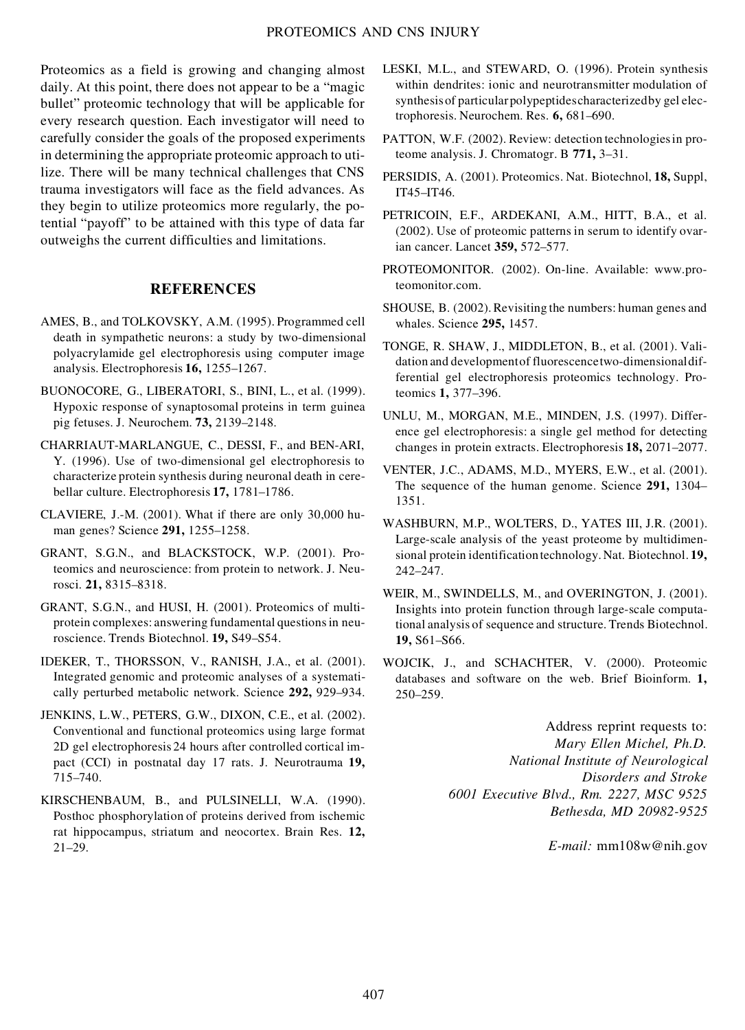Proteomics as a field is growing and changing almost daily. At this point, there does not appear to be a "magic bullet" proteomic technology that will be applicable for every research question. Each investigator will need to carefully consider the goals of the proposed experiments in determining the appropriate proteomic approach to utilize. There will be many technical challenges that CNS trauma investigators will face as the field advances. As they begin to utilize proteomics more regularly, the potential "payoff" to be attained with this type of data far outweighs the current difficulties and limitations.

## REFERENCES

AMES, B., and TOLKOVSKY, A.M. (1995). Programmed cell death in sympathetic neurons: a study by two-dimensional polyacrylamide gel electrophoresis using computer image analysis. Electrophoresis **16,** 1255–1267.

BUONOCORE, G., LIBERATORI, S., BINI, L., et al. (1999). Hypoxic response of synaptosomal proteins in term guinea pig fetuses. J. Neurochem. **73,** 2139–2148.

CHARRIAUT-MARLANGUE, C., DESSI, F., and BEN-ARI, Y. (1996). Use of two-dimensional gel electrophoresis to characterize protein synthesis during neuronal death in cerebellar culture. Electrophoresis **17,** 1781–1786.

CLAVIERE, J.-M. (2001). What if there are only 30,000 human genes? Science **291,** 1255–1258.

GRANT, S.G.N., and BLACKSTOCK, W.P. (2001). Proteomics and neuroscience: from protein to network. J. Neurosci. **21,** 8315–8318.

GRANT, S.G.N., and HUSI, H. (2001). Proteomics of multiprotein complexes: answering fundamental questions in neuroscience. Trends Biotechnol. **19,** S49–S54.

IDEKER, T., THORSSON, V., RANISH, J.A., et al. (2001). Integrated genomic and proteomic analyses of a systematically perturbed metabolic network. Science **292,** 929–934.

JENKINS, L.W., PETERS, G.W., DIXON, C.E., et al. (2002). Conventional and functional proteomics using large format 2D gel electrophoresis 24 hours after controlled cortical impact (CCI) in postnatal day 17 rats. J. Neurotrauma **19,** 715–740.

KIRSCHENBAUM, B., and PULSINELLI, W.A. (1990). Posthoc phosphorylation of proteins derived from ischemic rat hippocampus, striatum and neocortex. Brain Res. **12,** 21–29.

LESKI, M.L., and STEWARD, O. (1996). Protein synthesis within dendrites: ionic and neurotransmitter modulation of synthesis of particular polypeptides characterized by gel electrophoresis. Neurochem. Res. **6,** 681–690.

PATTON, W.F. (2002). Review: detection technologies in proteome analysis. J. Chromatogr. B **771,** 3–31.

PERSIDIS, A. (2001). Proteomics. Nat. Biotechnol, **18,** Suppl, IT45–IT46.

PETRICOIN, E.F., ARDEKANI, A.M., HITT, B.A., et al. (2002). Use of proteomic patterns in serum to identify ovarian cancer. Lancet **359,** 572–577.

PROTEOMONITOR. (2002). On-line. Available: www.proteomonitor.com.

SHOUSE, B. (2002). Revisiting the numbers: human genes and whales. Science **295,** 1457.

TONGE, R. SHAW, J., MIDDLETON, B., et al. (2001). Validation and development of fluorescence two-dimensional differential gel electrophoresis proteomics technology. Proteomics **1,** 377–396.

UNLU, M., MORGAN, M.E., MINDEN, J.S. (1997). Difference gel electrophoresis: a single gel method for detecting changes in protein extracts. Electrophoresis **18,** 2071–2077.

VENTER, J.C., ADAMS, M.D., MYERS, E.W., et al. (2001). The sequence of the human genome. Science **291,** 1304–1351.

WASHBURN, M.P., WOLTERS, D., YATES III, J.R. (2001). Large-scale analysis of the yeast proteome by multidimensional protein identification technology. Nat. Biotechnol. **19,** 242–247.

WEIR, M., SWINDELLS, M., and OVERINGTON, J. (2001). Insights into protein function through large-scale computational analysis of sequence and structure. Trends Biotechnol. **19,** S61–S66.

WOJCIK, J., and SCHACHTER, V. (2000). Proteomic databases and software on the web. Brief Bioinform. **1,** 250–259.

Address reprint requests to:
*Mary Ellen Michel, Ph.D.*
*National Institute of Neurological Disorders and Stroke*
*6001 Executive Blvd., Rm. 2227, MSC 9525*
*Bethesda, MD 20982-9525*

*E-mail:* mm108w@nih.gov